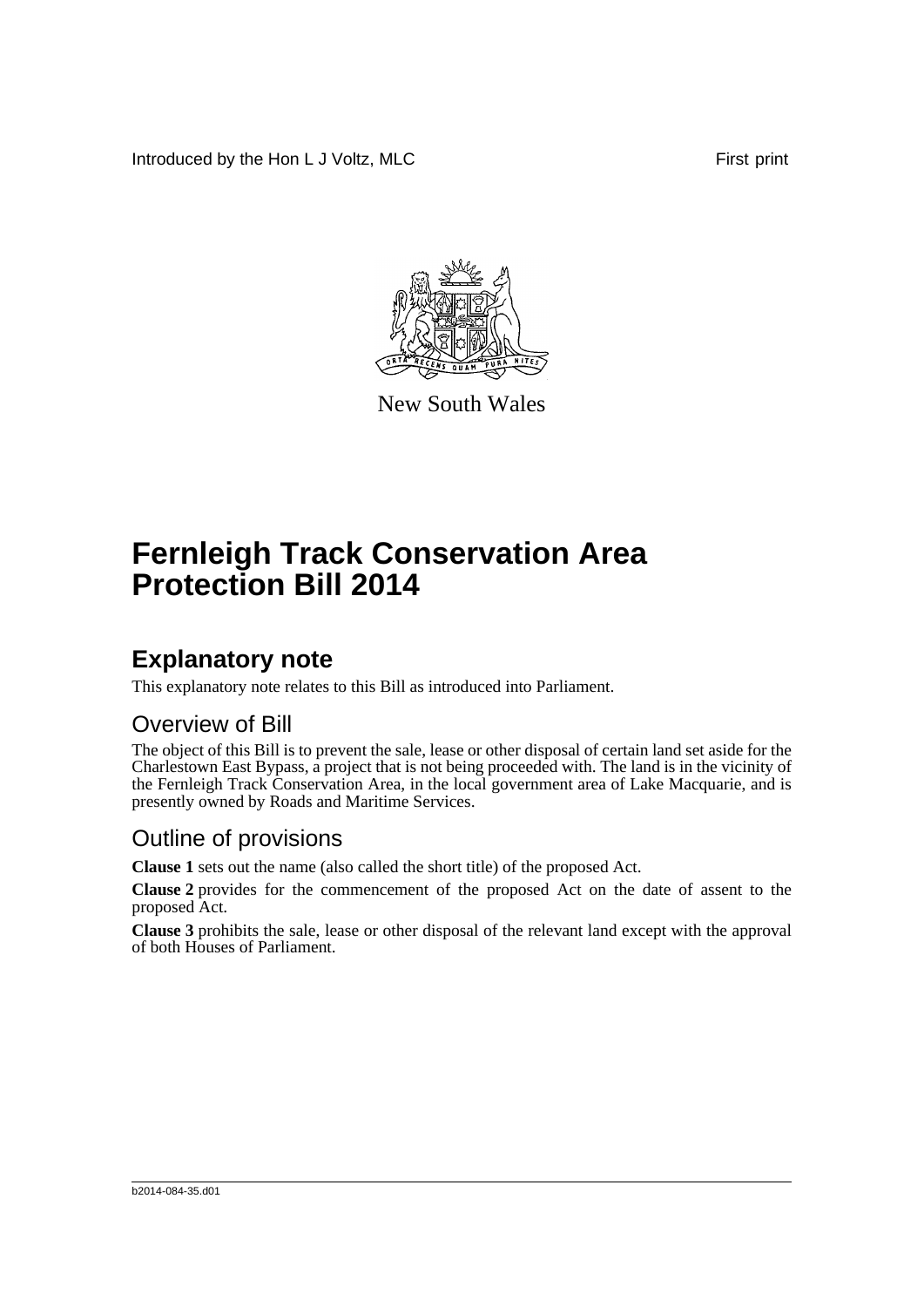Introduced by the Hon L J Voltz, MLC First print

New South Wales

# Fernleigh Track Conservation Area Protection Bill 2014

## Explanatory note

This explanatory note relates to this Bill as introduced into Parliament.

### Overview of Bill

The object of this Bill is to prevent the sale, lease or other disposal of certain land set aside for the Charlestown East Bypass, a project that is not being proceeded with. The land is in the vicinity of the Fernleigh Track Conservation Area, in the local government area of Lake Macquarie, and is presently owned by Roads and Maritime Services.

### Outline of provisions

**Clause 1** sets out the name (also called the short title) of the proposed Act.

**Clause 2** provides for the commencement of the proposed Act on the date of assent to the proposed Act.

**Clause 3** prohibits the sale, lease or other disposal of the relevant land except with the approval of both Houses of Parliament.

b2014-084-35.d01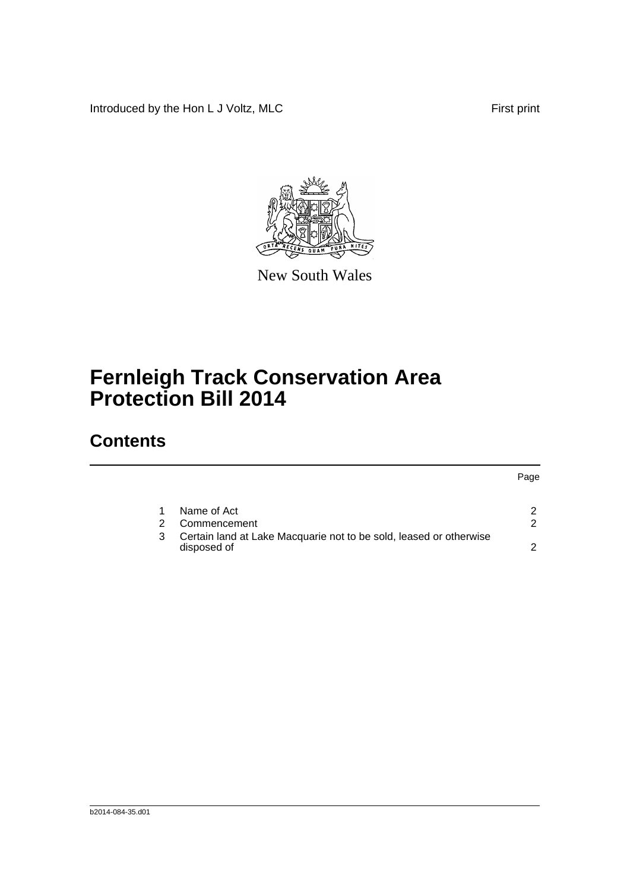Introduced by the Hon L J Voltz, MLC First print

New South Wales

# Fernleigh Track Conservation Area Protection Bill 2014

## Contents

| | | Page |
|---|---|---|
| 1 | Name of Act | 2 |
| 2 | Commencement | 2 |
| 3 | Certain land at Lake Macquarie not to be sold, leased or otherwise disposed of | 2 |

b2014-084-35.d01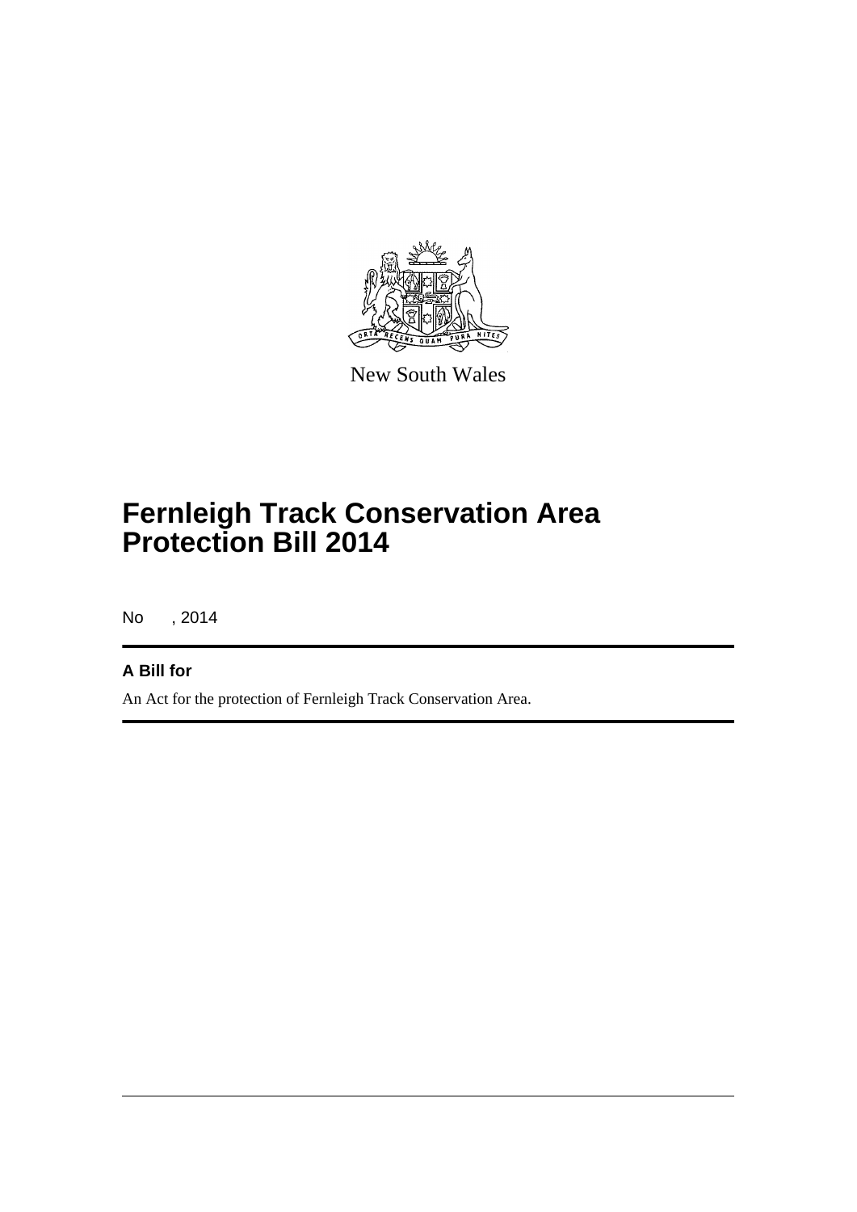New South Wales

# Fernleigh Track Conservation Area Protection Bill 2014

No , 2014

## A Bill for

An Act for the protection of Fernleigh Track Conservation Area.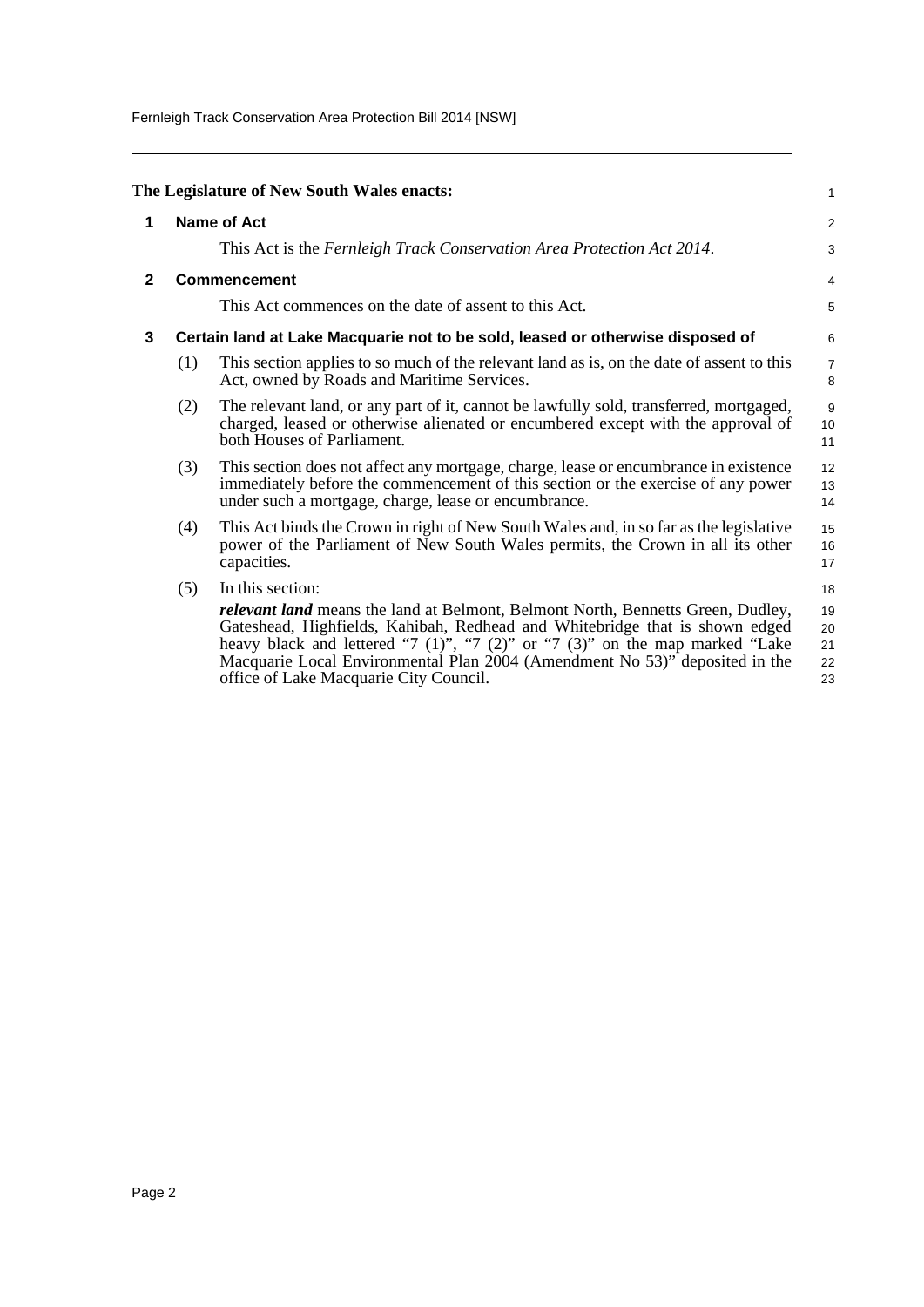The Legislature of New South Wales enacts:

## 1 Name of Act

This Act is the *Fernleigh Track Conservation Area Protection Act 2014*.

## 2 Commencement

This Act commences on the date of assent to this Act.

## 3 Certain land at Lake Macquarie not to be sold, leased or otherwise disposed of

(1) This section applies to so much of the relevant land as is, on the date of assent to this Act, owned by Roads and Maritime Services.

(2) The relevant land, or any part of it, cannot be lawfully sold, transferred, mortgaged, charged, leased or otherwise alienated or encumbered except with the approval of both Houses of Parliament.

(3) This section does not affect any mortgage, charge, lease or encumbrance in existence immediately before the commencement of this section or the exercise of any power under such a mortgage, charge, lease or encumbrance.

(4) This Act binds the Crown in right of New South Wales and, in so far as the legislative power of the Parliament of New South Wales permits, the Crown in all its other capacities.

(5) In this section:

***relevant land*** means the land at Belmont, Belmont North, Bennetts Green, Dudley, Gateshead, Highfields, Kahibah, Redhead and Whitebridge that is shown edged heavy black and lettered "7 (1)", "7 (2)" or "7 (3)" on the map marked "Lake Macquarie Local Environmental Plan 2004 (Amendment No 53)" deposited in the office of Lake Macquarie City Council.